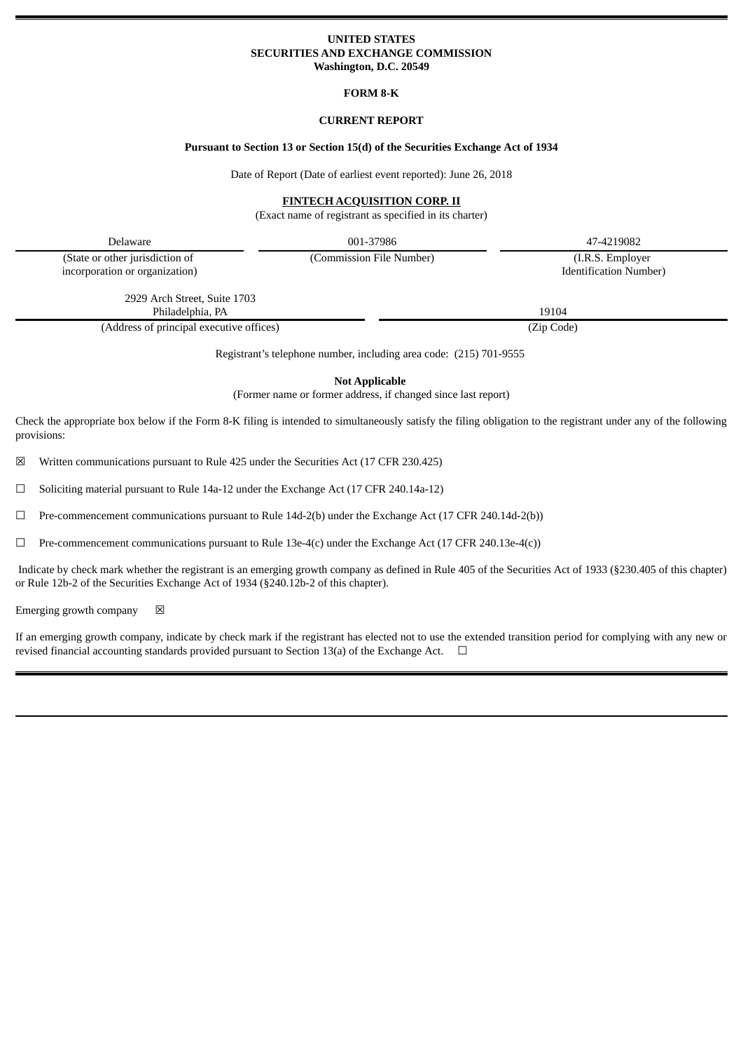**UNITED STATES**
**SECURITIES AND EXCHANGE COMMISSION**
**Washington, D.C. 20549**

**FORM 8-K**

**CURRENT REPORT**

**Pursuant to Section 13 or Section 15(d) of the Securities Exchange Act of 1934**

Date of Report (Date of earliest event reported): June 26, 2018

**FINTECH ACQUISITION CORP. II**
(Exact name of registrant as specified in its charter)

| Delaware | 001-37986 | 47-4219082 |
|---|---|---|
| (State or other jurisdiction of incorporation or organization) | (Commission File Number) | (I.R.S. Employer Identification Number) |

| 2929 Arch Street, Suite 1703 Philadelphia, PA | 19104 |
|---|---|
| (Address of principal executive offices) | (Zip Code) |

Registrant's telephone number, including area code: (215) 701-9555

**Not Applicable**
(Former name or former address, if changed since last report)

Check the appropriate box below if the Form 8-K filing is intended to simultaneously satisfy the filing obligation to the registrant under any of the following provisions:

☒ Written communications pursuant to Rule 425 under the Securities Act (17 CFR 230.425)

☐ Soliciting material pursuant to Rule 14a-12 under the Exchange Act (17 CFR 240.14a-12)

☐ Pre-commencement communications pursuant to Rule 14d-2(b) under the Exchange Act (17 CFR 240.14d-2(b))

☐ Pre-commencement communications pursuant to Rule 13e-4(c) under the Exchange Act (17 CFR 240.13e-4(c))

Indicate by check mark whether the registrant is an emerging growth company as defined in Rule 405 of the Securities Act of 1933 (§230.405 of this chapter) or Rule 12b-2 of the Securities Exchange Act of 1934 (§240.12b-2 of this chapter).

Emerging growth company ☒

If an emerging growth company, indicate by check mark if the registrant has elected not to use the extended transition period for complying with any new or revised financial accounting standards provided pursuant to Section 13(a) of the Exchange Act. ☐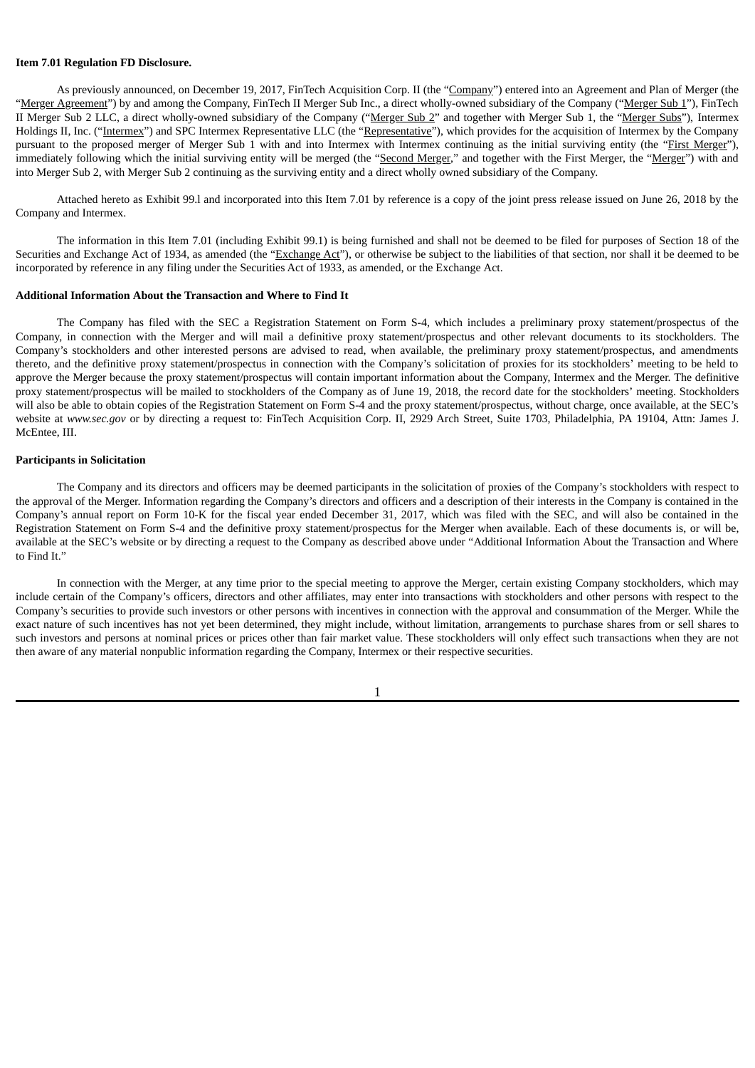**Item 7.01 Regulation FD Disclosure.**

As previously announced, on December 19, 2017, FinTech Acquisition Corp. II (the "Company") entered into an Agreement and Plan of Merger (the "Merger Agreement") by and among the Company, FinTech II Merger Sub Inc., a direct wholly-owned subsidiary of the Company ("Merger Sub 1"), FinTech II Merger Sub 2 LLC, a direct wholly-owned subsidiary of the Company ("Merger Sub 2" and together with Merger Sub 1, the "Merger Subs"), Intermex Holdings II, Inc. ("Intermex") and SPC Intermex Representative LLC (the "Representative"), which provides for the acquisition of Intermex by the Company pursuant to the proposed merger of Merger Sub 1 with and into Intermex with Intermex continuing as the initial surviving entity (the "First Merger"), immediately following which the initial surviving entity will be merged (the "Second Merger," and together with the First Merger, the "Merger") with and into Merger Sub 2, with Merger Sub 2 continuing as the surviving entity and a direct wholly owned subsidiary of the Company.

Attached hereto as Exhibit 99.l and incorporated into this Item 7.01 by reference is a copy of the joint press release issued on June 26, 2018 by the Company and Intermex.

The information in this Item 7.01 (including Exhibit 99.1) is being furnished and shall not be deemed to be filed for purposes of Section 18 of the Securities and Exchange Act of 1934, as amended (the "Exchange Act"), or otherwise be subject to the liabilities of that section, nor shall it be deemed to be incorporated by reference in any filing under the Securities Act of 1933, as amended, or the Exchange Act.

**Additional Information About the Transaction and Where to Find It**

The Company has filed with the SEC a Registration Statement on Form S-4, which includes a preliminary proxy statement/prospectus of the Company, in connection with the Merger and will mail a definitive proxy statement/prospectus and other relevant documents to its stockholders. The Company's stockholders and other interested persons are advised to read, when available, the preliminary proxy statement/prospectus, and amendments thereto, and the definitive proxy statement/prospectus in connection with the Company's solicitation of proxies for its stockholders' meeting to be held to approve the Merger because the proxy statement/prospectus will contain important information about the Company, Intermex and the Merger. The definitive proxy statement/prospectus will be mailed to stockholders of the Company as of June 19, 2018, the record date for the stockholders' meeting. Stockholders will also be able to obtain copies of the Registration Statement on Form S-4 and the proxy statement/prospectus, without charge, once available, at the SEC's website at *www.sec.gov* or by directing a request to: FinTech Acquisition Corp. II, 2929 Arch Street, Suite 1703, Philadelphia, PA 19104, Attn: James J. McEntee, III.

**Participants in Solicitation**

The Company and its directors and officers may be deemed participants in the solicitation of proxies of the Company's stockholders with respect to the approval of the Merger. Information regarding the Company's directors and officers and a description of their interests in the Company is contained in the Company's annual report on Form 10-K for the fiscal year ended December 31, 2017, which was filed with the SEC, and will also be contained in the Registration Statement on Form S-4 and the definitive proxy statement/prospectus for the Merger when available. Each of these documents is, or will be, available at the SEC's website or by directing a request to the Company as described above under "Additional Information About the Transaction and Where to Find It."

In connection with the Merger, at any time prior to the special meeting to approve the Merger, certain existing Company stockholders, which may include certain of the Company's officers, directors and other affiliates, may enter into transactions with stockholders and other persons with respect to the Company's securities to provide such investors or other persons with incentives in connection with the approval and consummation of the Merger. While the exact nature of such incentives has not yet been determined, they might include, without limitation, arrangements to purchase shares from or sell shares to such investors and persons at nominal prices or prices other than fair market value. These stockholders will only effect such transactions when they are not then aware of any material nonpublic information regarding the Company, Intermex or their respective securities.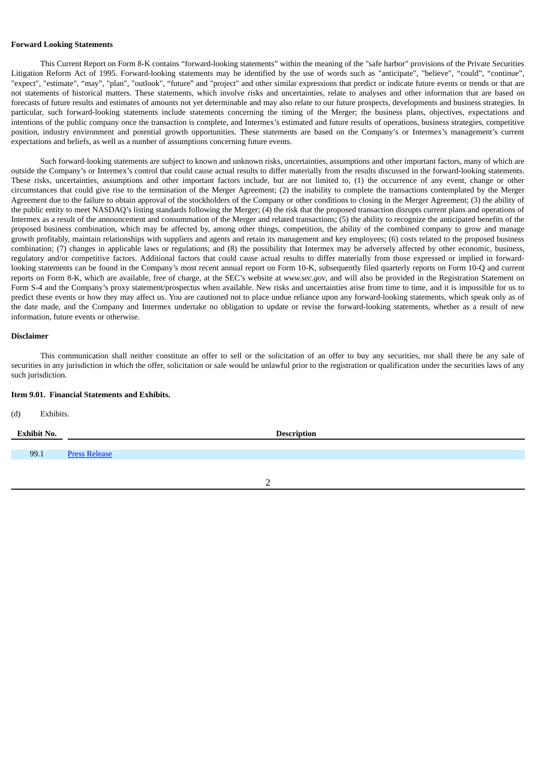**Forward Looking Statements**

This Current Report on Form 8-K contains “forward-looking statements” within the meaning of the "safe harbor" provisions of the Private Securities Litigation Reform Act of 1995. Forward-looking statements may be identified by the use of words such as "anticipate", "believe", “could”, “continue”, "expect", "estimate", “may”, "plan", "outlook", “future” and "project" and other similar expressions that predict or indicate future events or trends or that are not statements of historical matters. These statements, which involve risks and uncertainties, relate to analyses and other information that are based on forecasts of future results and estimates of amounts not yet determinable and may also relate to our future prospects, developments and business strategies. In particular, such forward-looking statements include statements concerning the timing of the Merger; the business plans, objectives, expectations and intentions of the public company once the transaction is complete, and Intermex’s estimated and future results of operations, business strategies, competitive position, industry environment and potential growth opportunities. These statements are based on the Company’s or Intermex’s management’s current expectations and beliefs, as well as a number of assumptions concerning future events.

Such forward-looking statements are subject to known and unknown risks, uncertainties, assumptions and other important factors, many of which are outside the Company’s or Intermex’s control that could cause actual results to differ materially from the results discussed in the forward-looking statements. These risks, uncertainties, assumptions and other important factors include, but are not limited to, (1) the occurrence of any event, change or other circumstances that could give rise to the termination of the Merger Agreement; (2) the inability to complete the transactions contemplated by the Merger Agreement due to the failure to obtain approval of the stockholders of the Company or other conditions to closing in the Merger Agreement; (3) the ability of the public entity to meet NASDAQ’s listing standards following the Merger; (4) the risk that the proposed transaction disrupts current plans and operations of Intermex as a result of the announcement and consummation of the Merger and related transactions; (5) the ability to recognize the anticipated benefits of the proposed business combination, which may be affected by, among other things, competition, the ability of the combined company to grow and manage growth profitably, maintain relationships with suppliers and agents and retain its management and key employees; (6) costs related to the proposed business combination; (7) changes in applicable laws or regulations; and (8) the possibility that Intermex may be adversely affected by other economic, business, regulatory and/or competitive factors. Additional factors that could cause actual results to differ materially from those expressed or implied in forward-looking statements can be found in the Company’s most recent annual report on Form 10-K, subsequently filed quarterly reports on Form 10-Q and current reports on Form 8-K, which are available, free of charge, at the SEC’s website at *www.sec.gov*, and will also be provided in the Registration Statement on Form S-4 and the Company’s proxy statement/prospectus when available. New risks and uncertainties arise from time to time, and it is impossible for us to predict these events or how they may affect us. You are cautioned not to place undue reliance upon any forward-looking statements, which speak only as of the date made, and the Company and Intermex undertake no obligation to update or revise the forward-looking statements, whether as a result of new information, future events or otherwise.

**Disclaimer**

This communication shall neither constitute an offer to sell or the solicitation of an offer to buy any securities, nor shall there be any sale of securities in any jurisdiction in which the offer, solicitation or sale would be unlawful prior to the registration or qualification under the securities laws of any such jurisdiction.

**Item 9.01. Financial Statements and Exhibits.**

(d) Exhibits.

| Exhibit No. | Description |
|---|---|
| 99.1 | Press Release |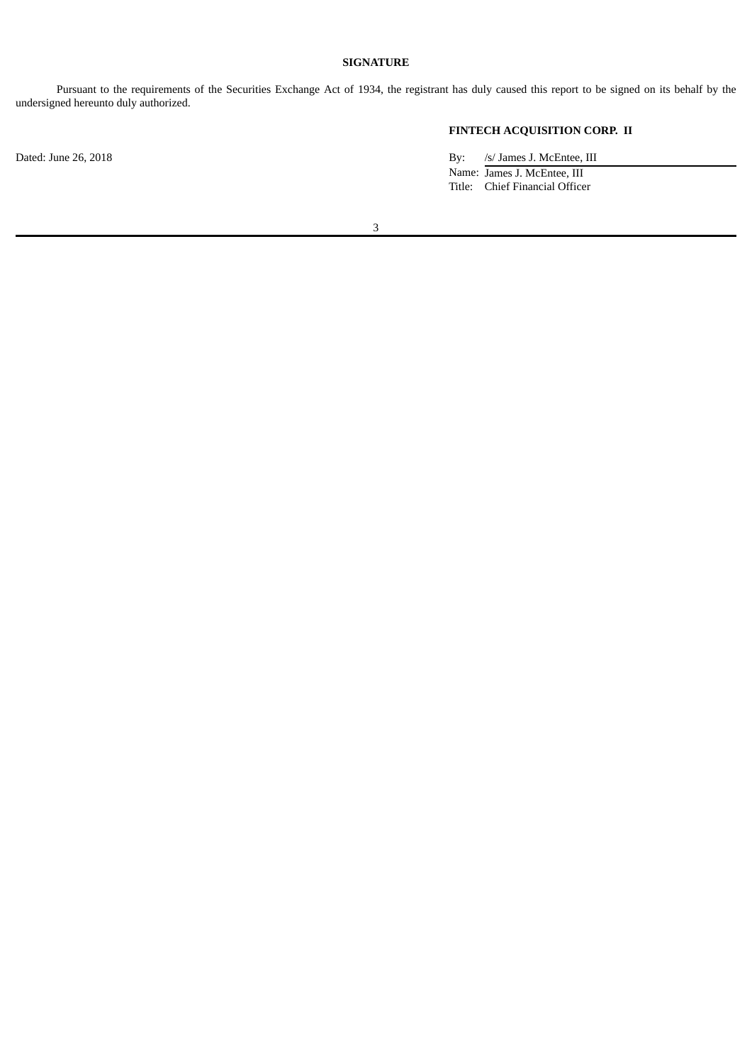**SIGNATURE**

Pursuant to the requirements of the Securities Exchange Act of 1934, the registrant has duly caused this report to be signed on its behalf by the undersigned hereunto duly authorized.

**FINTECH ACQUISITION CORP. II**

Dated: June 26, 2018

By: /s/ James J. McEntee, III
Name: James J. McEntee, III
Title: Chief Financial Officer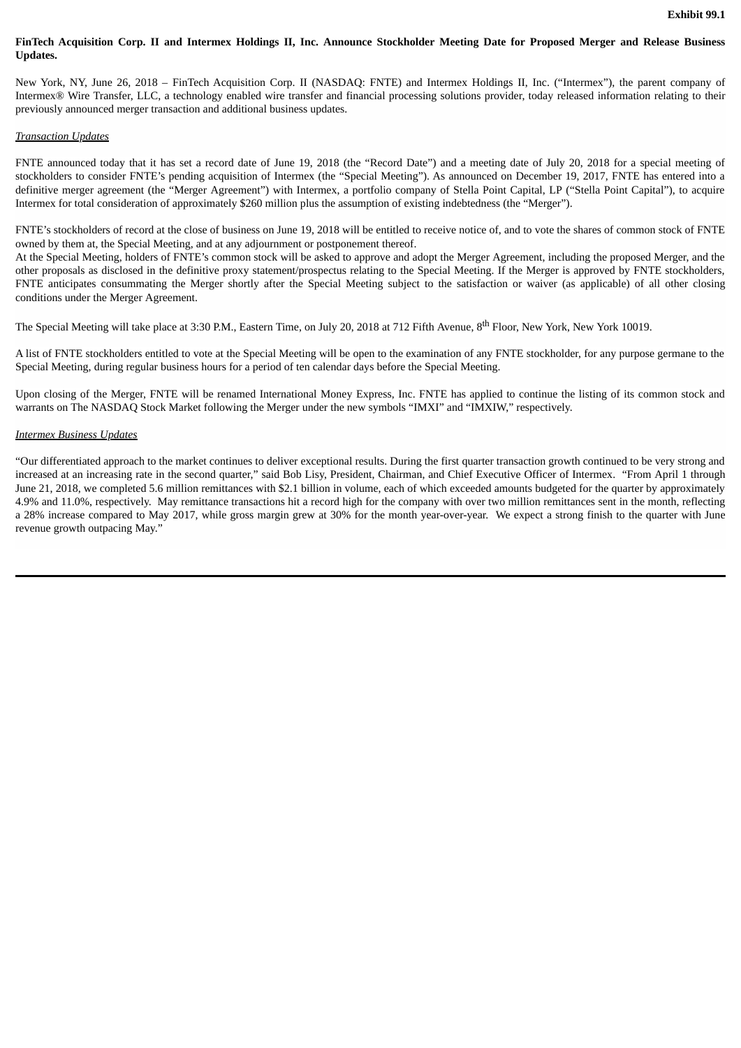**Exhibit 99.1**

**FinTech Acquisition Corp. II and Intermex Holdings II, Inc. Announce Stockholder Meeting Date for Proposed Merger and Release Business Updates.**

New York, NY, June 26, 2018 – FinTech Acquisition Corp. II (NASDAQ: FNTE) and Intermex Holdings II, Inc. (“Intermex”), the parent company of Intermex® Wire Transfer, LLC, a technology enabled wire transfer and financial processing solutions provider, today released information relating to their previously announced merger transaction and additional business updates.

*Transaction Updates*

FNTE announced today that it has set a record date of June 19, 2018 (the “Record Date”) and a meeting date of July 20, 2018 for a special meeting of stockholders to consider FNTE’s pending acquisition of Intermex (the “Special Meeting”). As announced on December 19, 2017, FNTE has entered into a definitive merger agreement (the “Merger Agreement”) with Intermex, a portfolio company of Stella Point Capital, LP (“Stella Point Capital”), to acquire Intermex for total consideration of approximately $260 million plus the assumption of existing indebtedness (the “Merger”).

FNTE’s stockholders of record at the close of business on June 19, 2018 will be entitled to receive notice of, and to vote the shares of common stock of FNTE owned by them at, the Special Meeting, and at any adjournment or postponement thereof.

At the Special Meeting, holders of FNTE’s common stock will be asked to approve and adopt the Merger Agreement, including the proposed Merger, and the other proposals as disclosed in the definitive proxy statement/prospectus relating to the Special Meeting. If the Merger is approved by FNTE stockholders, FNTE anticipates consummating the Merger shortly after the Special Meeting subject to the satisfaction or waiver (as applicable) of all other closing conditions under the Merger Agreement.

The Special Meeting will take place at 3:30 P.M., Eastern Time, on July 20, 2018 at 712 Fifth Avenue, 8th Floor, New York, New York 10019.

A list of FNTE stockholders entitled to vote at the Special Meeting will be open to the examination of any FNTE stockholder, for any purpose germane to the Special Meeting, during regular business hours for a period of ten calendar days before the Special Meeting.

Upon closing of the Merger, FNTE will be renamed International Money Express, Inc. FNTE has applied to continue the listing of its common stock and warrants on The NASDAQ Stock Market following the Merger under the new symbols “IMXI” and “IMXIW,” respectively.

*Intermex Business Updates*

“Our differentiated approach to the market continues to deliver exceptional results. During the first quarter transaction growth continued to be very strong and increased at an increasing rate in the second quarter,” said Bob Lisy, President, Chairman, and Chief Executive Officer of Intermex. “From April 1 through June 21, 2018, we completed 5.6 million remittances with $2.1 billion in volume, each of which exceeded amounts budgeted for the quarter by approximately 4.9% and 11.0%, respectively. May remittance transactions hit a record high for the company with over two million remittances sent in the month, reflecting a 28% increase compared to May 2017, while gross margin grew at 30% for the month year-over-year. We expect a strong finish to the quarter with June revenue growth outpacing May.”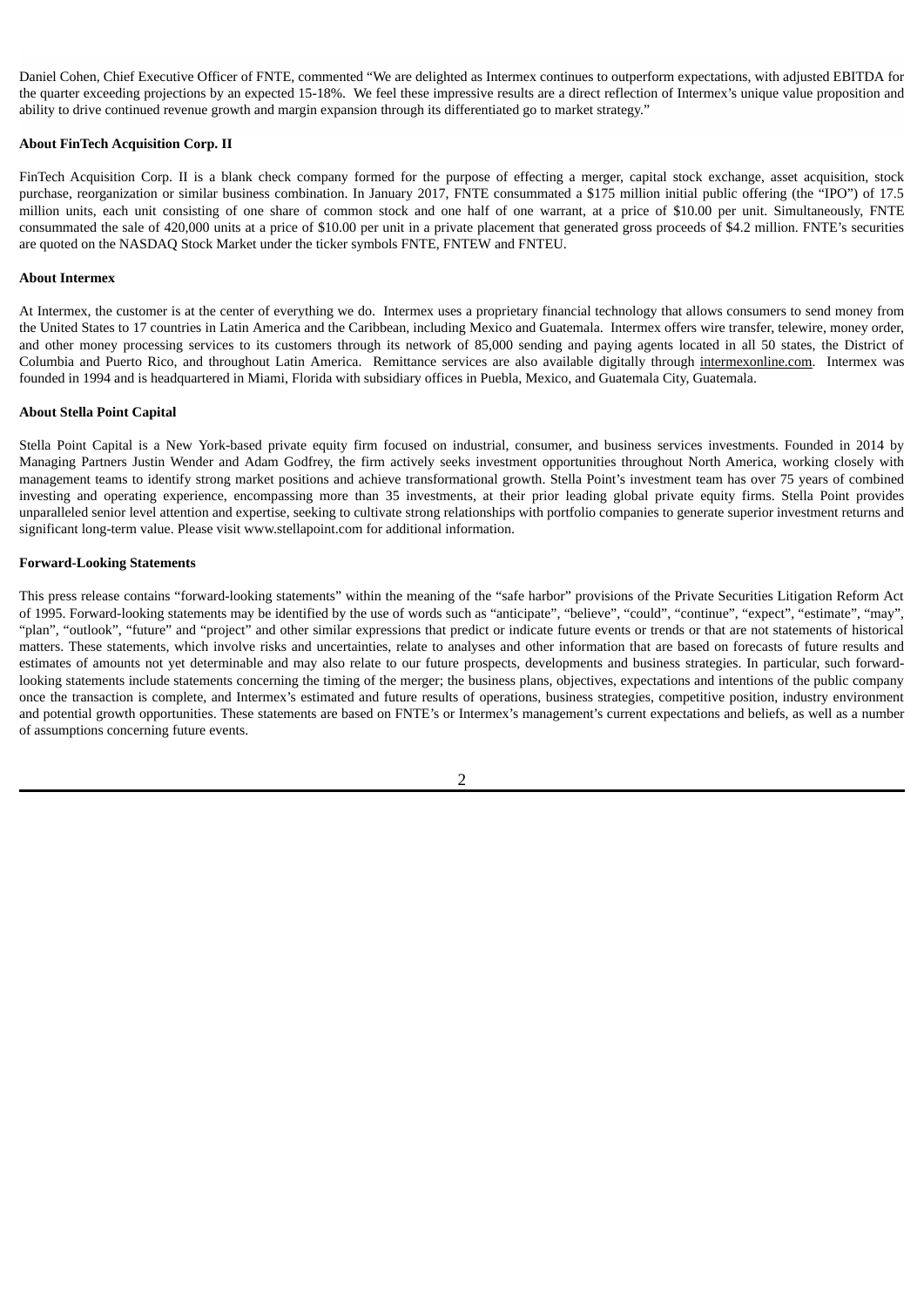Daniel Cohen, Chief Executive Officer of FNTE, commented "We are delighted as Intermex continues to outperform expectations, with adjusted EBITDA for the quarter exceeding projections by an expected 15-18%. We feel these impressive results are a direct reflection of Intermex's unique value proposition and ability to drive continued revenue growth and margin expansion through its differentiated go to market strategy."

**About FinTech Acquisition Corp. II**

FinTech Acquisition Corp. II is a blank check company formed for the purpose of effecting a merger, capital stock exchange, asset acquisition, stock purchase, reorganization or similar business combination. In January 2017, FNTE consummated a $175 million initial public offering (the "IPO") of 17.5 million units, each unit consisting of one share of common stock and one half of one warrant, at a price of $10.00 per unit. Simultaneously, FNTE consummated the sale of 420,000 units at a price of $10.00 per unit in a private placement that generated gross proceeds of $4.2 million. FNTE's securities are quoted on the NASDAQ Stock Market under the ticker symbols FNTE, FNTEW and FNTEU.

**About Intermex**

At Intermex, the customer is at the center of everything we do. Intermex uses a proprietary financial technology that allows consumers to send money from the United States to 17 countries in Latin America and the Caribbean, including Mexico and Guatemala. Intermex offers wire transfer, telewire, money order, and other money processing services to its customers through its network of 85,000 sending and paying agents located in all 50 states, the District of Columbia and Puerto Rico, and throughout Latin America. Remittance services are also available digitally through intermexonline.com. Intermex was founded in 1994 and is headquartered in Miami, Florida with subsidiary offices in Puebla, Mexico, and Guatemala City, Guatemala.

**About Stella Point Capital**

Stella Point Capital is a New York-based private equity firm focused on industrial, consumer, and business services investments. Founded in 2014 by Managing Partners Justin Wender and Adam Godfrey, the firm actively seeks investment opportunities throughout North America, working closely with management teams to identify strong market positions and achieve transformational growth. Stella Point's investment team has over 75 years of combined investing and operating experience, encompassing more than 35 investments, at their prior leading global private equity firms. Stella Point provides unparalleled senior level attention and expertise, seeking to cultivate strong relationships with portfolio companies to generate superior investment returns and significant long-term value. Please visit www.stellapoint.com for additional information.

**Forward-Looking Statements**

This press release contains "forward-looking statements" within the meaning of the "safe harbor" provisions of the Private Securities Litigation Reform Act of 1995. Forward-looking statements may be identified by the use of words such as "anticipate", "believe", "could", "continue", "expect", "estimate", "may", "plan", "outlook", "future" and "project" and other similar expressions that predict or indicate future events or trends or that are not statements of historical matters. These statements, which involve risks and uncertainties, relate to analyses and other information that are based on forecasts of future results and estimates of amounts not yet determinable and may also relate to our future prospects, developments and business strategies. In particular, such forward-looking statements include statements concerning the timing of the merger; the business plans, objectives, expectations and intentions of the public company once the transaction is complete, and Intermex's estimated and future results of operations, business strategies, competitive position, industry environment and potential growth opportunities. These statements are based on FNTE's or Intermex's management's current expectations and beliefs, as well as a number of assumptions concerning future events.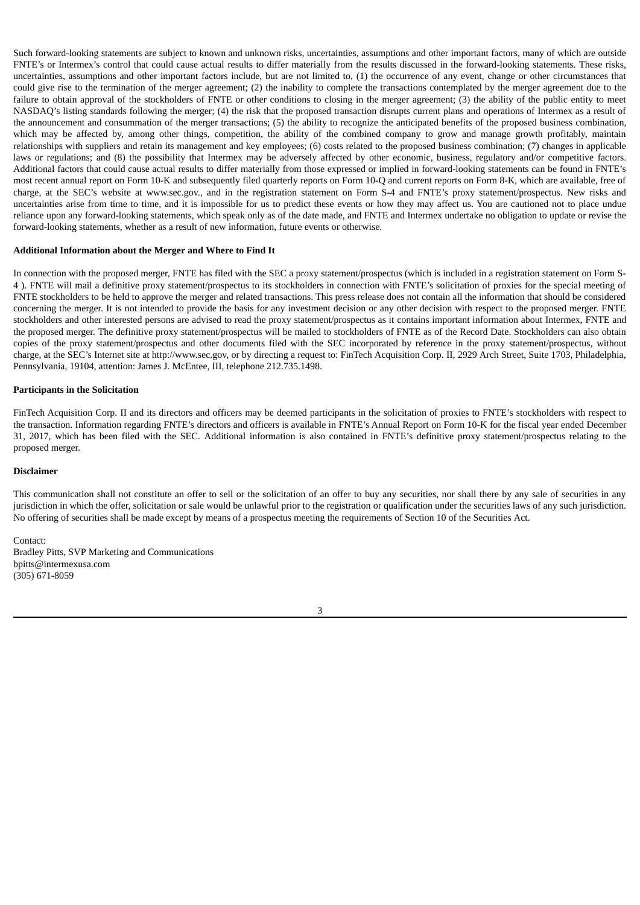Such forward-looking statements are subject to known and unknown risks, uncertainties, assumptions and other important factors, many of which are outside FNTE's or Intermex's control that could cause actual results to differ materially from the results discussed in the forward-looking statements. These risks, uncertainties, assumptions and other important factors include, but are not limited to, (1) the occurrence of any event, change or other circumstances that could give rise to the termination of the merger agreement; (2) the inability to complete the transactions contemplated by the merger agreement due to the failure to obtain approval of the stockholders of FNTE or other conditions to closing in the merger agreement; (3) the ability of the public entity to meet NASDAQ's listing standards following the merger; (4) the risk that the proposed transaction disrupts current plans and operations of Intermex as a result of the announcement and consummation of the merger transactions; (5) the ability to recognize the anticipated benefits of the proposed business combination, which may be affected by, among other things, competition, the ability of the combined company to grow and manage growth profitably, maintain relationships with suppliers and retain its management and key employees; (6) costs related to the proposed business combination; (7) changes in applicable laws or regulations; and (8) the possibility that Intermex may be adversely affected by other economic, business, regulatory and/or competitive factors. Additional factors that could cause actual results to differ materially from those expressed or implied in forward-looking statements can be found in FNTE's most recent annual report on Form 10-K and subsequently filed quarterly reports on Form 10-Q and current reports on Form 8-K, which are available, free of charge, at the SEC's website at www.sec.gov., and in the registration statement on Form S-4 and FNTE's proxy statement/prospectus. New risks and uncertainties arise from time to time, and it is impossible for us to predict these events or how they may affect us. You are cautioned not to place undue reliance upon any forward-looking statements, which speak only as of the date made, and FNTE and Intermex undertake no obligation to update or revise the forward-looking statements, whether as a result of new information, future events or otherwise.

**Additional Information about the Merger and Where to Find It**

In connection with the proposed merger, FNTE has filed with the SEC a proxy statement/prospectus (which is included in a registration statement on Form S-4 ). FNTE will mail a definitive proxy statement/prospectus to its stockholders in connection with FNTE's solicitation of proxies for the special meeting of FNTE stockholders to be held to approve the merger and related transactions. This press release does not contain all the information that should be considered concerning the merger. It is not intended to provide the basis for any investment decision or any other decision with respect to the proposed merger. FNTE stockholders and other interested persons are advised to read the proxy statement/prospectus as it contains important information about Intermex, FNTE and the proposed merger. The definitive proxy statement/prospectus will be mailed to stockholders of FNTE as of the Record Date. Stockholders can also obtain copies of the proxy statement/prospectus and other documents filed with the SEC incorporated by reference in the proxy statement/prospectus, without charge, at the SEC's Internet site at http://www.sec.gov, or by directing a request to: FinTech Acquisition Corp. II, 2929 Arch Street, Suite 1703, Philadelphia, Pennsylvania, 19104, attention: James J. McEntee, III, telephone 212.735.1498.

**Participants in the Solicitation**

FinTech Acquisition Corp. II and its directors and officers may be deemed participants in the solicitation of proxies to FNTE's stockholders with respect to the transaction. Information regarding FNTE's directors and officers is available in FNTE's Annual Report on Form 10-K for the fiscal year ended December 31, 2017, which has been filed with the SEC. Additional information is also contained in FNTE's definitive proxy statement/prospectus relating to the proposed merger.

**Disclaimer**

This communication shall not constitute an offer to sell or the solicitation of an offer to buy any securities, nor shall there by any sale of securities in any jurisdiction in which the offer, solicitation or sale would be unlawful prior to the registration or qualification under the securities laws of any such jurisdiction. No offering of securities shall be made except by means of a prospectus meeting the requirements of Section 10 of the Securities Act.

Contact:
Bradley Pitts, SVP Marketing and Communications
bpitts@intermexusa.com
(305) 671-8059